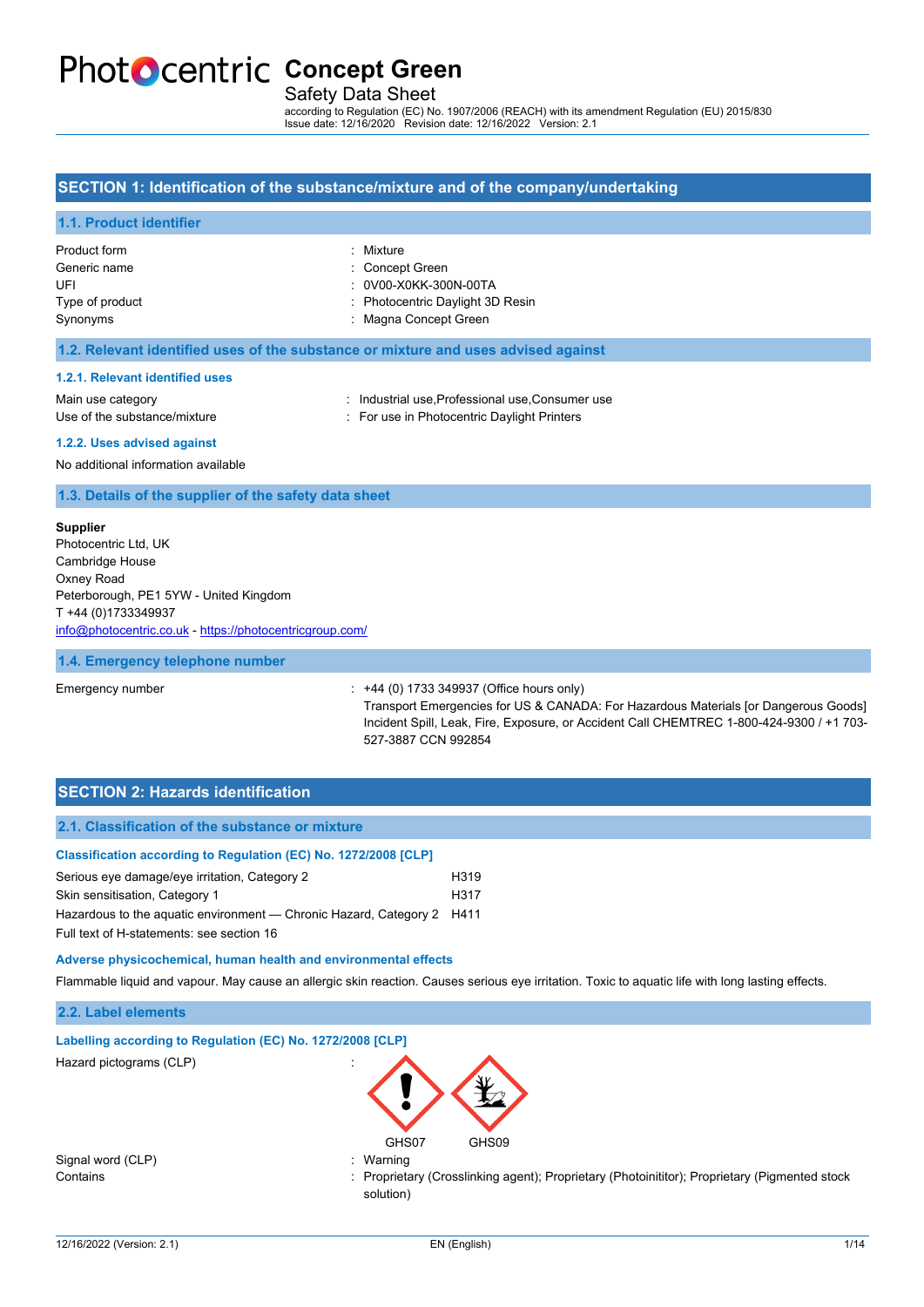# Concept Green

Safety Data Sheet

according to Regulation (EC) No. 1907/2006 (REACH) with its amendment Regulation (EU) 2015/830
Issue date: 12/16/2020 Revision date: 12/16/2022 Version: 2.1

## SECTION 1: Identification of the substance/mixture and of the company/undertaking

### 1.1. Product identifier

| | |
|---|---|
| Product form | : Mixture |
| Generic name | : Concept Green |
| UFI | : 0V00-X0KK-300N-00TA |
| Type of product | : Photocentric Daylight 3D Resin |
| Synonyms | : Magna Concept Green |

### 1.2. Relevant identified uses of the substance or mixture and uses advised against

#### 1.2.1. Relevant identified uses

| | |
|---|---|
| Main use category | : Industrial use,Professional use,Consumer use |
| Use of the substance/mixture | : For use in Photocentric Daylight Printers |

#### 1.2.2. Uses advised against

No additional information available

### 1.3. Details of the supplier of the safety data sheet

**Supplier**
Photocentric Ltd, UK
Cambridge House
Oxney Road
Peterborough, PE1 5YW - United Kingdom
T +44 (0)1733349937
info@photocentric.co.uk - https://photocentricgroup.com/

### 1.4. Emergency telephone number

| | |
|---|---|
| Emergency number | : +44 (0) 1733 349937 (Office hours only)<br>Transport Emergencies for US & CANADA: For Hazardous Materials [or Dangerous Goods] Incident Spill, Leak, Fire, Exposure, or Accident Call CHEMTREC 1-800-424-9300 / +1 703-527-3887 CCN 992854 |

## SECTION 2: Hazards identification

### 2.1. Classification of the substance or mixture

**Classification according to Regulation (EC) No. 1272/2008 [CLP]**

| | |
|---|---|
| Serious eye damage/eye irritation, Category 2 | H319 |
| Skin sensitisation, Category 1 | H317 |
| Hazardous to the aquatic environment — Chronic Hazard, Category 2 | H411 |

Full text of H-statements: see section 16

**Adverse physicochemical, human health and environmental effects**

Flammable liquid and vapour. May cause an allergic skin reaction. Causes serious eye irritation. Toxic to aquatic life with long lasting effects.

### 2.2. Label elements

**Labelling according to Regulation (EC) No. 1272/2008 [CLP]**

| | |
|---|---|
| Hazard pictograms (CLP) | : GHS07 GHS09 |
| Signal word (CLP) | : Warning |
| Contains | : Proprietary (Crosslinking agent); Proprietary (Photoinititor); Proprietary (Pigmented stock solution) |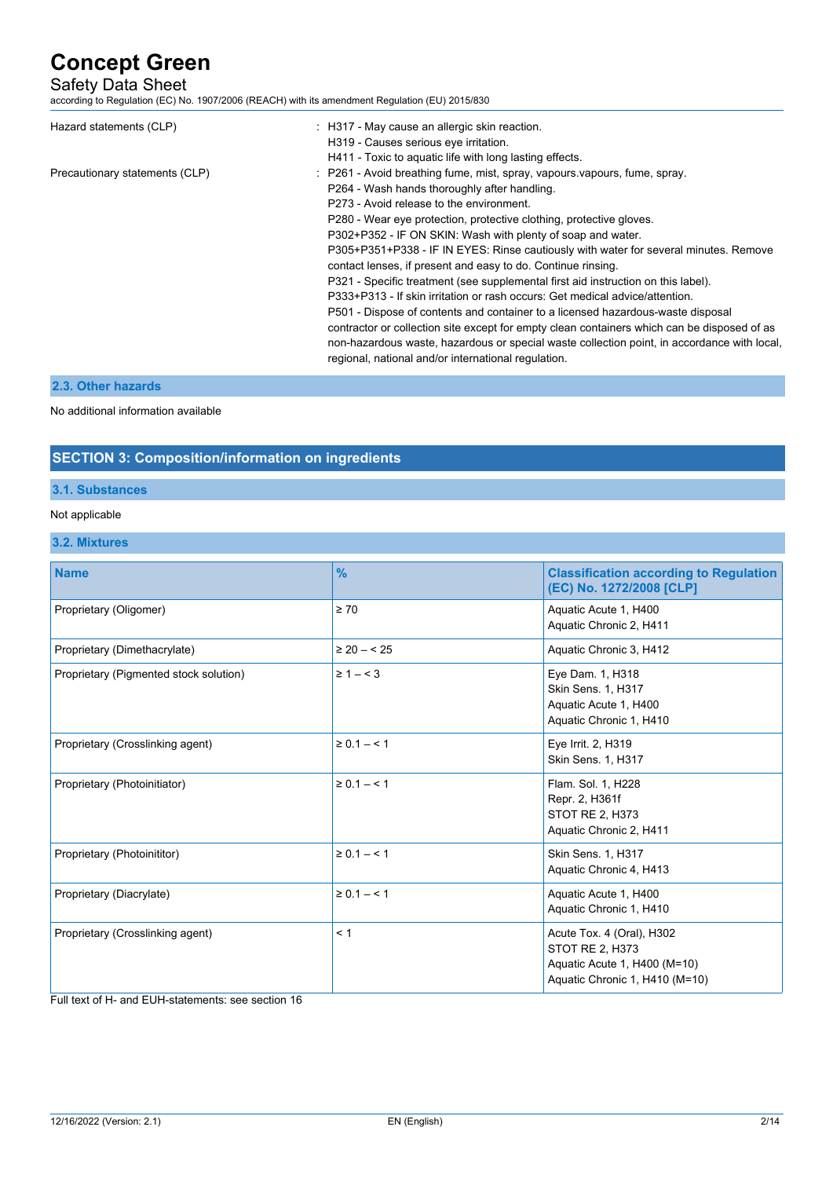Hazard statements (CLP) : H317 - May cause an allergic skin reaction.
H319 - Causes serious eye irritation.
H411 - Toxic to aquatic life with long lasting effects.

Precautionary statements (CLP) : P261 - Avoid breathing fume, mist, spray, vapours.vapours, fume, spray.
P264 - Wash hands thoroughly after handling.
P273 - Avoid release to the environment.
P280 - Wear eye protection, protective clothing, protective gloves.
P302+P352 - IF ON SKIN: Wash with plenty of soap and water.
P305+P351+P338 - IF IN EYES: Rinse cautiously with water for several minutes. Remove contact lenses, if present and easy to do. Continue rinsing.
P321 - Specific treatment (see supplemental first aid instruction on this label).
P333+P313 - If skin irritation or rash occurs: Get medical advice/attention.
P501 - Dispose of contents and container to a licensed hazardous-waste disposal contractor or collection site except for empty clean containers which can be disposed of as non-hazardous waste, hazardous or special waste collection point, in accordance with local, regional, national and/or international regulation.

### 2.3. Other hazards

No additional information available

## SECTION 3: Composition/information on ingredients

### 3.1. Substances

Not applicable

### 3.2. Mixtures

| Name | % | Classification according to Regulation (EC) No. 1272/2008 [CLP] |
|---|---|---|
| Proprietary (Oligomer) | ≥ 70 | Aquatic Acute 1, H400<br>Aquatic Chronic 2, H411 |
| Proprietary (Dimethacrylate) | ≥ 20 – < 25 | Aquatic Chronic 3, H412 |
| Proprietary (Pigmented stock solution) | ≥ 1 – < 3 | Eye Dam. 1, H318<br>Skin Sens. 1, H317<br>Aquatic Acute 1, H400<br>Aquatic Chronic 1, H410 |
| Proprietary (Crosslinking agent) | ≥ 0.1 – < 1 | Eye Irrit. 2, H319<br>Skin Sens. 1, H317 |
| Proprietary (Photoinitiator) | ≥ 0.1 – < 1 | Flam. Sol. 1, H228<br>Repr. 2, H361f<br>STOT RE 2, H373<br>Aquatic Chronic 2, H411 |
| Proprietary (Photoinititor) | ≥ 0.1 – < 1 | Skin Sens. 1, H317<br>Aquatic Chronic 4, H413 |
| Proprietary (Diacrylate) | ≥ 0.1 – < 1 | Aquatic Acute 1, H400<br>Aquatic Chronic 1, H410 |
| Proprietary (Crosslinking agent) | < 1 | Acute Tox. 4 (Oral), H302<br>STOT RE 2, H373<br>Aquatic Acute 1, H400 (M=10)<br>Aquatic Chronic 1, H410 (M=10) |

Full text of H- and EUH-statements: see section 16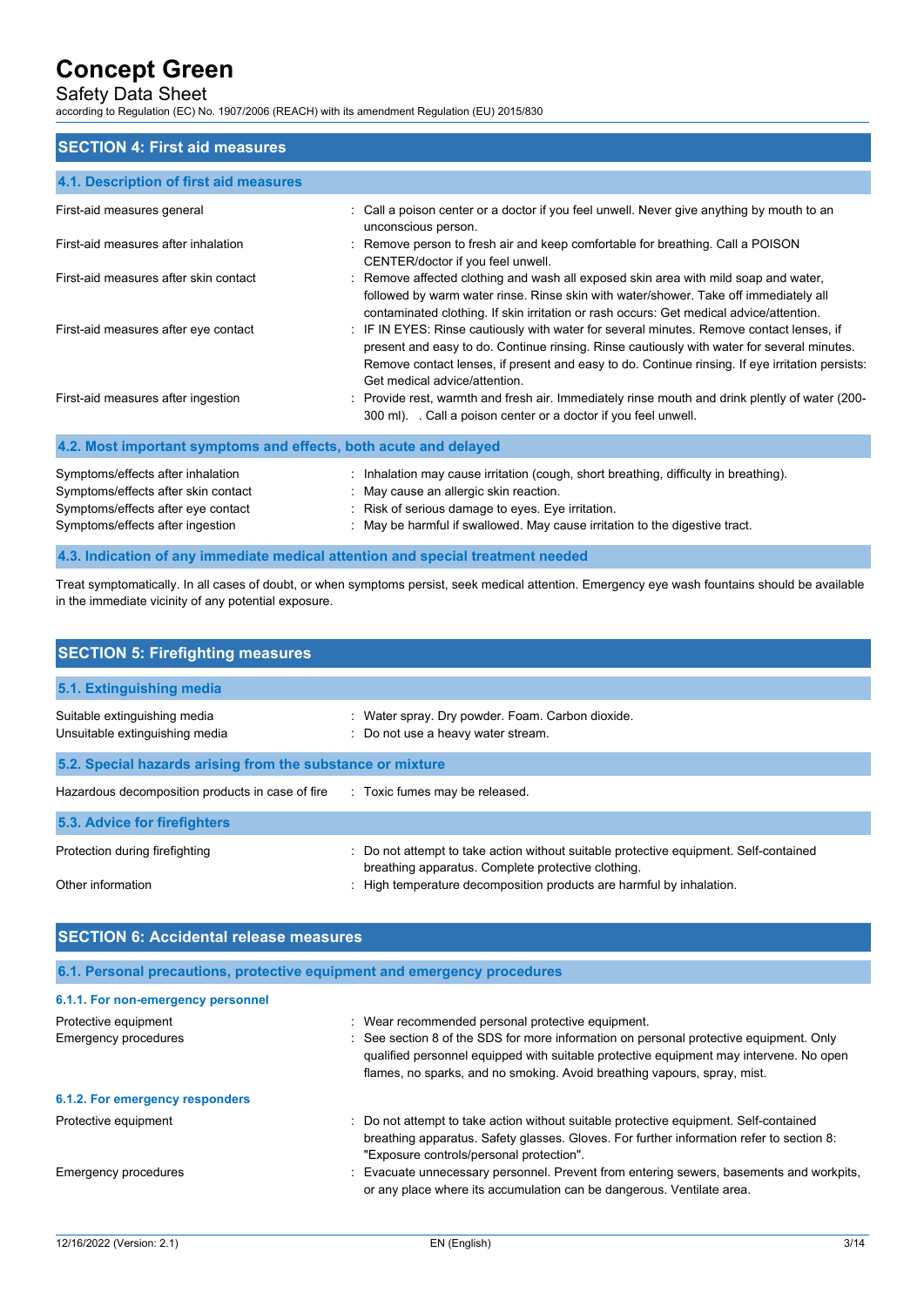## SECTION 4: First aid measures

### 4.1. Description of first aid measures

| | |
|---|---|
| First-aid measures general | : Call a poison center or a doctor if you feel unwell. Never give anything by mouth to an unconscious person. |
| First-aid measures after inhalation | : Remove person to fresh air and keep comfortable for breathing. Call a POISON CENTER/doctor if you feel unwell. |
| First-aid measures after skin contact | : Remove affected clothing and wash all exposed skin area with mild soap and water, followed by warm water rinse. Rinse skin with water/shower. Take off immediately all contaminated clothing. If skin irritation or rash occurs: Get medical advice/attention. |
| First-aid measures after eye contact | : IF IN EYES: Rinse cautiously with water for several minutes. Remove contact lenses, if present and easy to do. Continue rinsing. Rinse cautiously with water for several minutes. Remove contact lenses, if present and easy to do. Continue rinsing. If eye irritation persists: Get medical advice/attention. |
| First-aid measures after ingestion | : Provide rest, warmth and fresh air. Immediately rinse mouth and drink plenty of water (200-300 ml).   . Call a poison center or a doctor if you feel unwell. |

### 4.2. Most important symptoms and effects, both acute and delayed

| | |
|---|---|
| Symptoms/effects after inhalation | : Inhalation may cause irritation (cough, short breathing, difficulty in breathing). |
| Symptoms/effects after skin contact | : May cause an allergic skin reaction. |
| Symptoms/effects after eye contact | : Risk of serious damage to eyes. Eye irritation. |
| Symptoms/effects after ingestion | : May be harmful if swallowed. May cause irritation to the digestive tract. |

### 4.3. Indication of any immediate medical attention and special treatment needed

Treat symptomatically. In all cases of doubt, or when symptoms persist, seek medical attention. Emergency eye wash fountains should be available in the immediate vicinity of any potential exposure.

## SECTION 5: Firefighting measures

### 5.1. Extinguishing media

| | |
|---|---|
| Suitable extinguishing media | : Water spray. Dry powder. Foam. Carbon dioxide. |
| Unsuitable extinguishing media | : Do not use a heavy water stream. |

### 5.2. Special hazards arising from the substance or mixture

| | |
|---|---|
| Hazardous decomposition products in case of fire | : Toxic fumes may be released. |

### 5.3. Advice for firefighters

| | |
|---|---|
| Protection during firefighting | : Do not attempt to take action without suitable protective equipment. Self-contained breathing apparatus. Complete protective clothing. |
| Other information | : High temperature decomposition products are harmful by inhalation. |

## SECTION 6: Accidental release measures

### 6.1. Personal precautions, protective equipment and emergency procedures

#### 6.1.1. For non-emergency personnel

| | |
|---|---|
| Protective equipment | : Wear recommended personal protective equipment. |
| Emergency procedures | : See section 8 of the SDS for more information on personal protective equipment. Only qualified personnel equipped with suitable protective equipment may intervene. No open flames, no sparks, and no smoking. Avoid breathing vapours, spray, mist. |

#### 6.1.2. For emergency responders

| | |
|---|---|
| Protective equipment | : Do not attempt to take action without suitable protective equipment. Self-contained breathing apparatus. Safety glasses. Gloves. For further information refer to section 8: "Exposure controls/personal protection". |
| Emergency procedures | : Evacuate unnecessary personnel. Prevent from entering sewers, basements and workpits, or any place where its accumulation can be dangerous. Ventilate area. |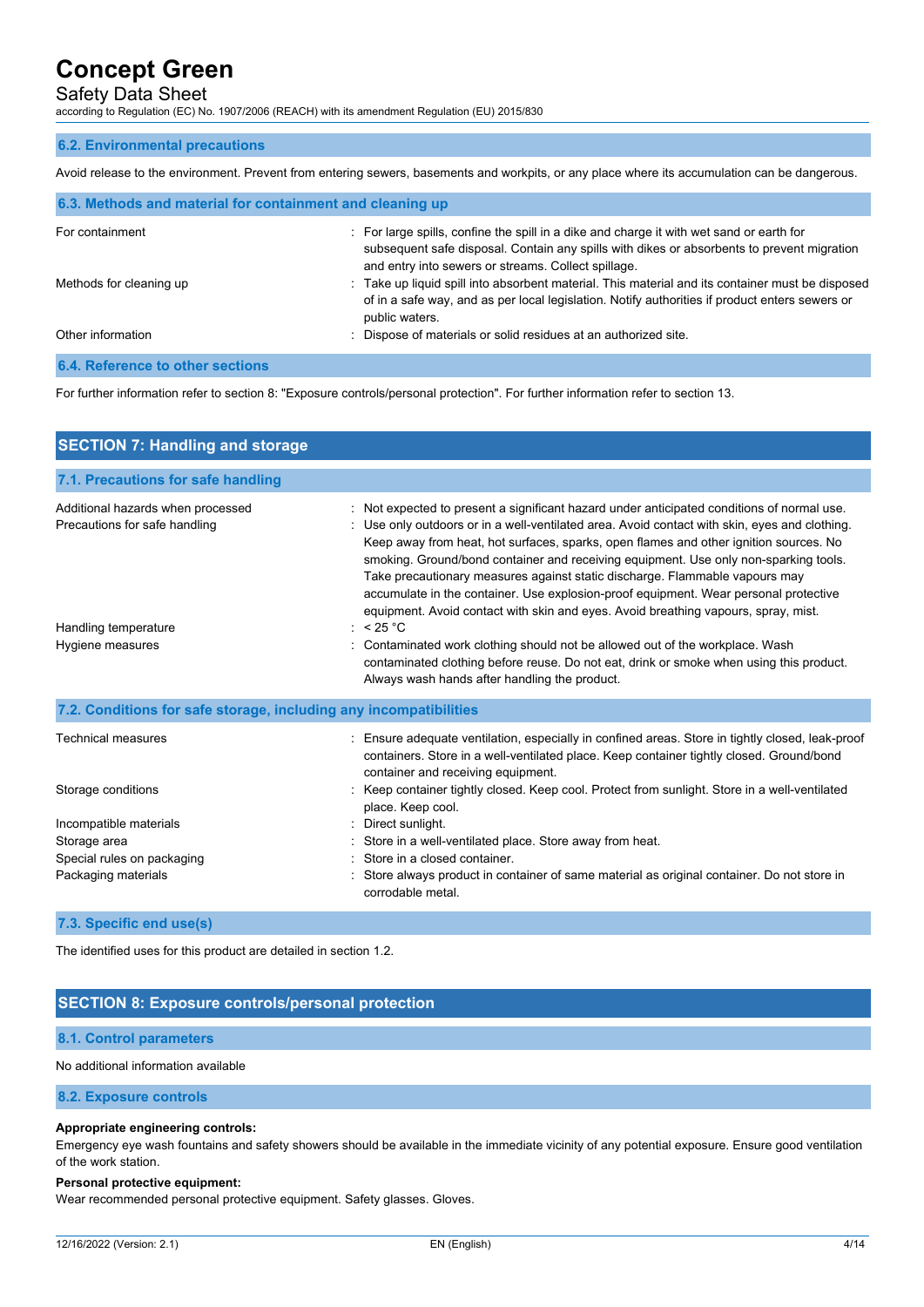### 6.2. Environmental precautions

Avoid release to the environment. Prevent from entering sewers, basements and workpits, or any place where its accumulation can be dangerous.

### 6.3. Methods and material for containment and cleaning up

| | |
|---|---|
| For containment | : For large spills, confine the spill in a dike and charge it with wet sand or earth for subsequent safe disposal. Contain any spills with dikes or absorbents to prevent migration and entry into sewers or streams. Collect spillage. |
| Methods for cleaning up | : Take up liquid spill into absorbent material. This material and its container must be disposed of in a safe way, and as per local legislation. Notify authorities if product enters sewers or public waters. |
| Other information | : Dispose of materials or solid residues at an authorized site. |

### 6.4. Reference to other sections

For further information refer to section 8: "Exposure controls/personal protection". For further information refer to section 13.

## SECTION 7: Handling and storage

### 7.1. Precautions for safe handling

| | |
|---|---|
| Additional hazards when processed | : Not expected to present a significant hazard under anticipated conditions of normal use. |
| Precautions for safe handling | : Use only outdoors or in a well-ventilated area. Avoid contact with skin, eyes and clothing. Keep away from heat, hot surfaces, sparks, open flames and other ignition sources. No smoking. Ground/bond container and receiving equipment. Use only non-sparking tools. Take precautionary measures against static discharge. Flammable vapours may accumulate in the container. Use explosion-proof equipment. Wear personal protective equipment. Avoid contact with skin and eyes. Avoid breathing vapours, spray, mist. |
| Handling temperature | : < 25 °C |
| Hygiene measures | : Contaminated work clothing should not be allowed out of the workplace. Wash contaminated clothing before reuse. Do not eat, drink or smoke when using this product. Always wash hands after handling the product. |

### 7.2. Conditions for safe storage, including any incompatibilities

| | |
|---|---|
| Technical measures | : Ensure adequate ventilation, especially in confined areas. Store in tightly closed, leak-proof containers. Store in a well-ventilated place. Keep container tightly closed. Ground/bond container and receiving equipment. |
| Storage conditions | : Keep container tightly closed. Keep cool. Protect from sunlight. Store in a well-ventilated place. Keep cool. |
| Incompatible materials | : Direct sunlight. |
| Storage area | : Store in a well-ventilated place. Store away from heat. |
| Special rules on packaging | : Store in a closed container. |
| Packaging materials | : Store always product in container of same material as original container. Do not store in corrodable metal. |

### 7.3. Specific end use(s)

The identified uses for this product are detailed in section 1.2.

## SECTION 8: Exposure controls/personal protection

### 8.1. Control parameters

No additional information available

### 8.2. Exposure controls

**Appropriate engineering controls:**

Emergency eye wash fountains and safety showers should be available in the immediate vicinity of any potential exposure. Ensure good ventilation of the work station.

**Personal protective equipment:**

Wear recommended personal protective equipment. Safety glasses. Gloves.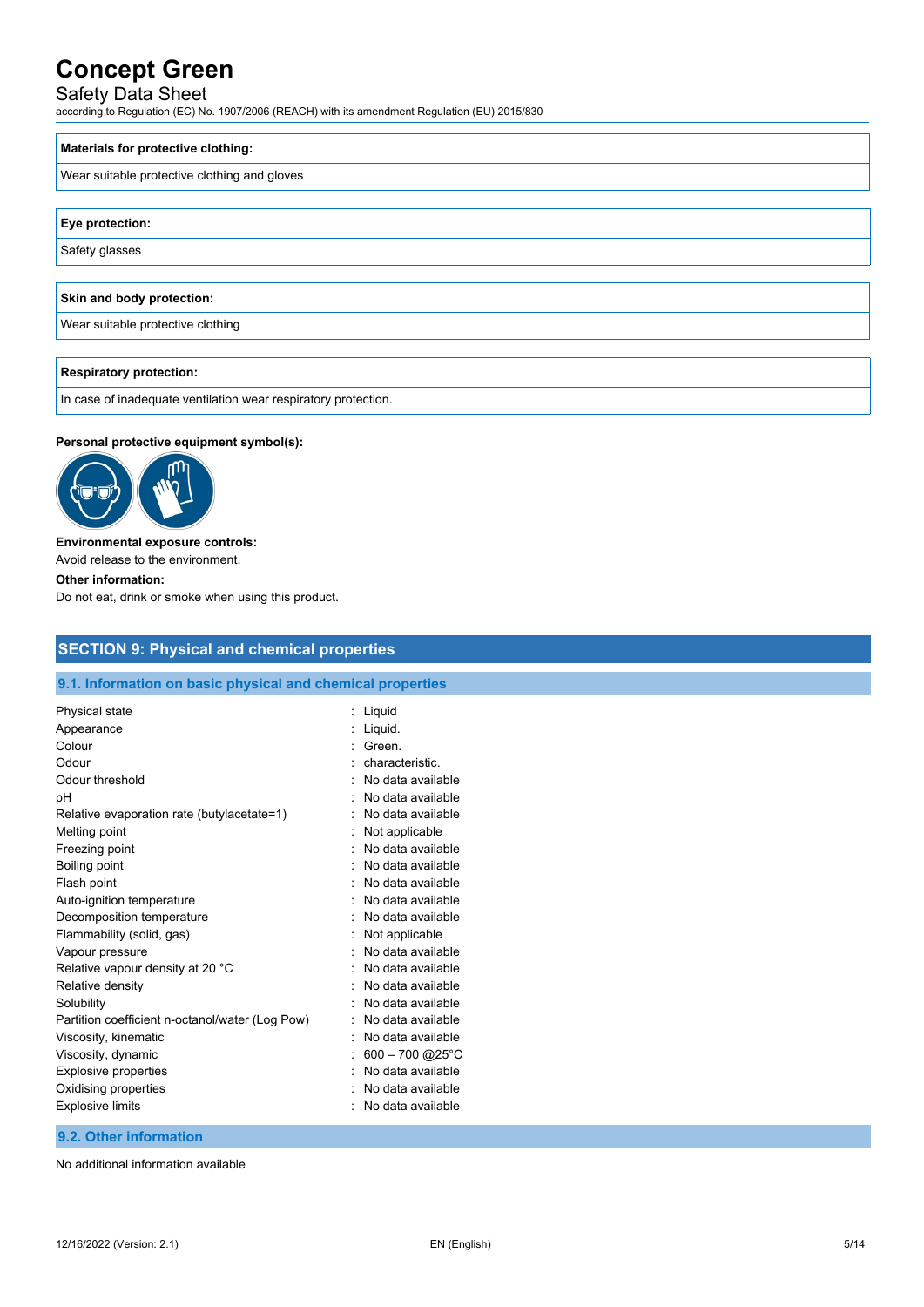**Materials for protective clothing:**

Wear suitable protective clothing and gloves

**Eye protection:**

Safety glasses

**Skin and body protection:**

Wear suitable protective clothing

**Respiratory protection:**

In case of inadequate ventilation wear respiratory protection.

**Personal protective equipment symbol(s):**

**Environmental exposure controls:**

Avoid release to the environment.

**Other information:**

Do not eat, drink or smoke when using this product.

## SECTION 9: Physical and chemical properties

### 9.1. Information on basic physical and chemical properties

| Property | Value |
|---|---|
| Physical state | Liquid |
| Appearance | Liquid. |
| Colour | Green. |
| Odour | characteristic. |
| Odour threshold | No data available |
| pH | No data available |
| Relative evaporation rate (butylacetate=1) | No data available |
| Melting point | Not applicable |
| Freezing point | No data available |
| Boiling point | No data available |
| Flash point | No data available |
| Auto-ignition temperature | No data available |
| Decomposition temperature | No data available |
| Flammability (solid, gas) | Not applicable |
| Vapour pressure | No data available |
| Relative vapour density at 20 °C | No data available |
| Relative density | No data available |
| Solubility | No data available |
| Partition coefficient n-octanol/water (Log Pow) | No data available |
| Viscosity, kinematic | No data available |
| Viscosity, dynamic | 600 – 700 @25°C |
| Explosive properties | No data available |
| Oxidising properties | No data available |
| Explosive limits | No data available |

### 9.2. Other information

No additional information available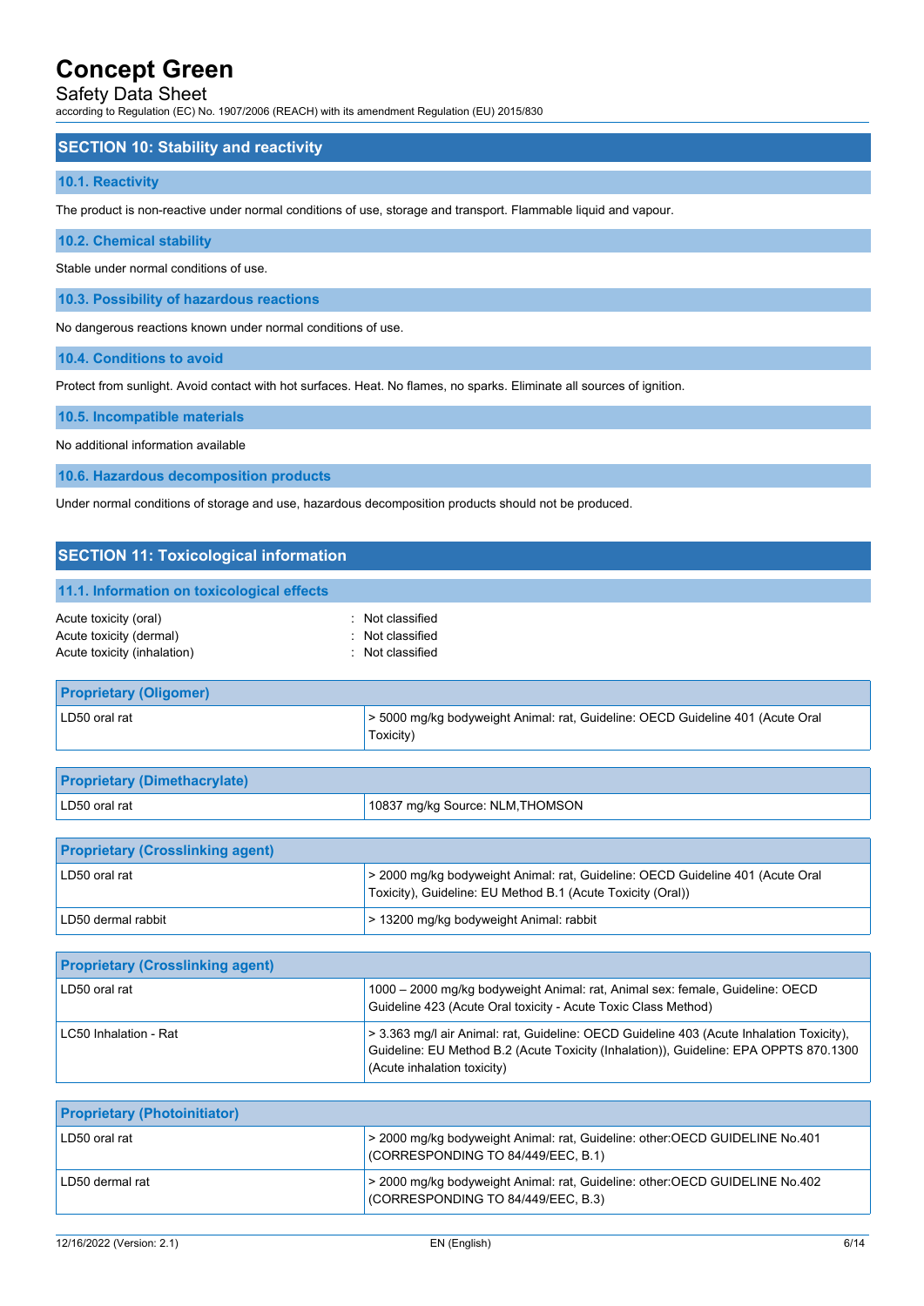## SECTION 10: Stability and reactivity

### 10.1. Reactivity

The product is non-reactive under normal conditions of use, storage and transport. Flammable liquid and vapour.

### 10.2. Chemical stability

Stable under normal conditions of use.

### 10.3. Possibility of hazardous reactions

No dangerous reactions known under normal conditions of use.

### 10.4. Conditions to avoid

Protect from sunlight. Avoid contact with hot surfaces. Heat. No flames, no sparks. Eliminate all sources of ignition.

### 10.5. Incompatible materials

No additional information available

### 10.6. Hazardous decomposition products

Under normal conditions of storage and use, hazardous decomposition products should not be produced.

## SECTION 11: Toxicological information

### 11.1. Information on toxicological effects

Acute toxicity (oral) : Not classified
Acute toxicity (dermal) : Not classified
Acute toxicity (inhalation) : Not classified

| Proprietary (Oligomer) | |
|---|---|
| LD50 oral rat | > 5000 mg/kg bodyweight Animal: rat, Guideline: OECD Guideline 401 (Acute Oral Toxicity) |

| Proprietary (Dimethacrylate) | |
|---|---|
| LD50 oral rat | 10837 mg/kg Source: NLM,THOMSON |

| Proprietary (Crosslinking agent) | |
|---|---|
| LD50 oral rat | > 2000 mg/kg bodyweight Animal: rat, Guideline: OECD Guideline 401 (Acute Oral Toxicity), Guideline: EU Method B.1 (Acute Toxicity (Oral)) |
| LD50 dermal rabbit | > 13200 mg/kg bodyweight Animal: rabbit |

| Proprietary (Crosslinking agent) | |
|---|---|
| LD50 oral rat | 1000 – 2000 mg/kg bodyweight Animal: rat, Animal sex: female, Guideline: OECD Guideline 423 (Acute Oral toxicity - Acute Toxic Class Method) |
| LC50 Inhalation - Rat | > 3.363 mg/l air Animal: rat, Guideline: OECD Guideline 403 (Acute Inhalation Toxicity), Guideline: EU Method B.2 (Acute Toxicity (Inhalation)), Guideline: EPA OPPTS 870.1300 (Acute inhalation toxicity) |

| Proprietary (Photoinitiator) | |
|---|---|
| LD50 oral rat | > 2000 mg/kg bodyweight Animal: rat, Guideline: other:OECD GUIDELINE No.401 (CORRESPONDING TO 84/449/EEC, B.1) |
| LD50 dermal rat | > 2000 mg/kg bodyweight Animal: rat, Guideline: other:OECD GUIDELINE No.402 (CORRESPONDING TO 84/449/EEC, B.3) |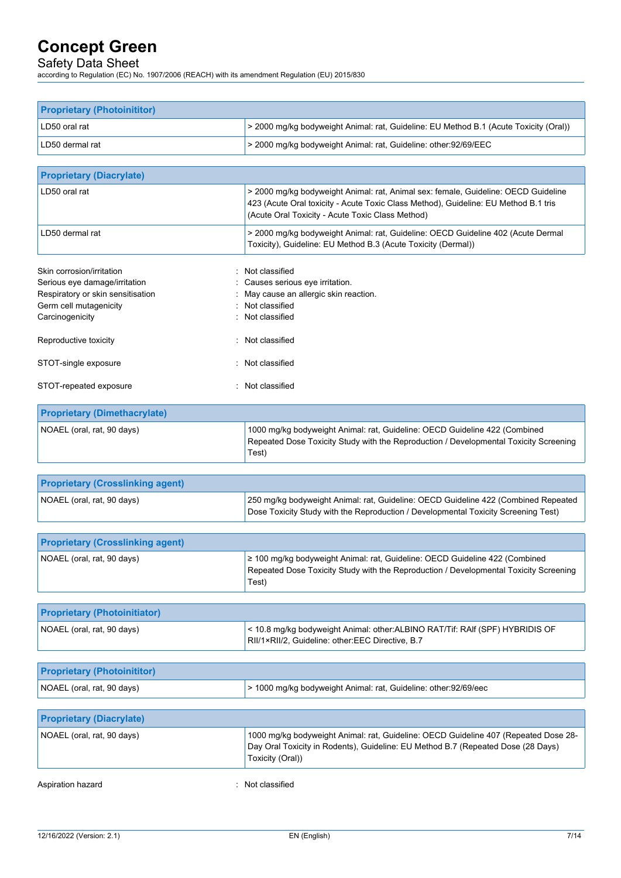| Proprietary (Photoinititor) | |
|---|---|
| LD50 oral rat | > 2000 mg/kg bodyweight Animal: rat, Guideline: EU Method B.1 (Acute Toxicity (Oral)) |
| LD50 dermal rat | > 2000 mg/kg bodyweight Animal: rat, Guideline: other:92/69/EEC |

| Proprietary (Diacrylate) | |
|---|---|
| LD50 oral rat | > 2000 mg/kg bodyweight Animal: rat, Animal sex: female, Guideline: OECD Guideline 423 (Acute Oral toxicity - Acute Toxic Class Method), Guideline: EU Method B.1 tris (Acute Oral Toxicity - Acute Toxic Class Method) |
| LD50 dermal rat | > 2000 mg/kg bodyweight Animal: rat, Guideline: OECD Guideline 402 (Acute Dermal Toxicity), Guideline: EU Method B.3 (Acute Toxicity (Dermal)) |

Skin corrosion/irritation : Not classified
Serious eye damage/irritation : Causes serious eye irritation.
Respiratory or skin sensitisation : May cause an allergic skin reaction.
Germ cell mutagenicity : Not classified
Carcinogenicity : Not classified

Reproductive toxicity : Not classified

STOT-single exposure : Not classified

STOT-repeated exposure : Not classified

| Proprietary (Dimethacrylate) | |
|---|---|
| NOAEL (oral, rat, 90 days) | 1000 mg/kg bodyweight Animal: rat, Guideline: OECD Guideline 422 (Combined Repeated Dose Toxicity Study with the Reproduction / Developmental Toxicity Screening Test) |

| Proprietary (Crosslinking agent) | |
|---|---|
| NOAEL (oral, rat, 90 days) | 250 mg/kg bodyweight Animal: rat, Guideline: OECD Guideline 422 (Combined Repeated Dose Toxicity Study with the Reproduction / Developmental Toxicity Screening Test) |

| Proprietary (Crosslinking agent) | |
|---|---|
| NOAEL (oral, rat, 90 days) | ≥ 100 mg/kg bodyweight Animal: rat, Guideline: OECD Guideline 422 (Combined Repeated Dose Toxicity Study with the Reproduction / Developmental Toxicity Screening Test) |

| Proprietary (Photoinitiator) | |
|---|---|
| NOAEL (oral, rat, 90 days) | < 10.8 mg/kg bodyweight Animal: other:ALBINO RAT/Tif: RAlf (SPF) HYBRIDIS OF RII/1×RII/2, Guideline: other:EEC Directive, B.7 |

| Proprietary (Photoinititor) | |
|---|---|
| NOAEL (oral, rat, 90 days) | > 1000 mg/kg bodyweight Animal: rat, Guideline: other:92/69/eec |

| Proprietary (Diacrylate) | |
|---|---|
| NOAEL (oral, rat, 90 days) | 1000 mg/kg bodyweight Animal: rat, Guideline: OECD Guideline 407 (Repeated Dose 28-Day Oral Toxicity in Rodents), Guideline: EU Method B.7 (Repeated Dose (28 Days) Toxicity (Oral)) |

Aspiration hazard : Not classified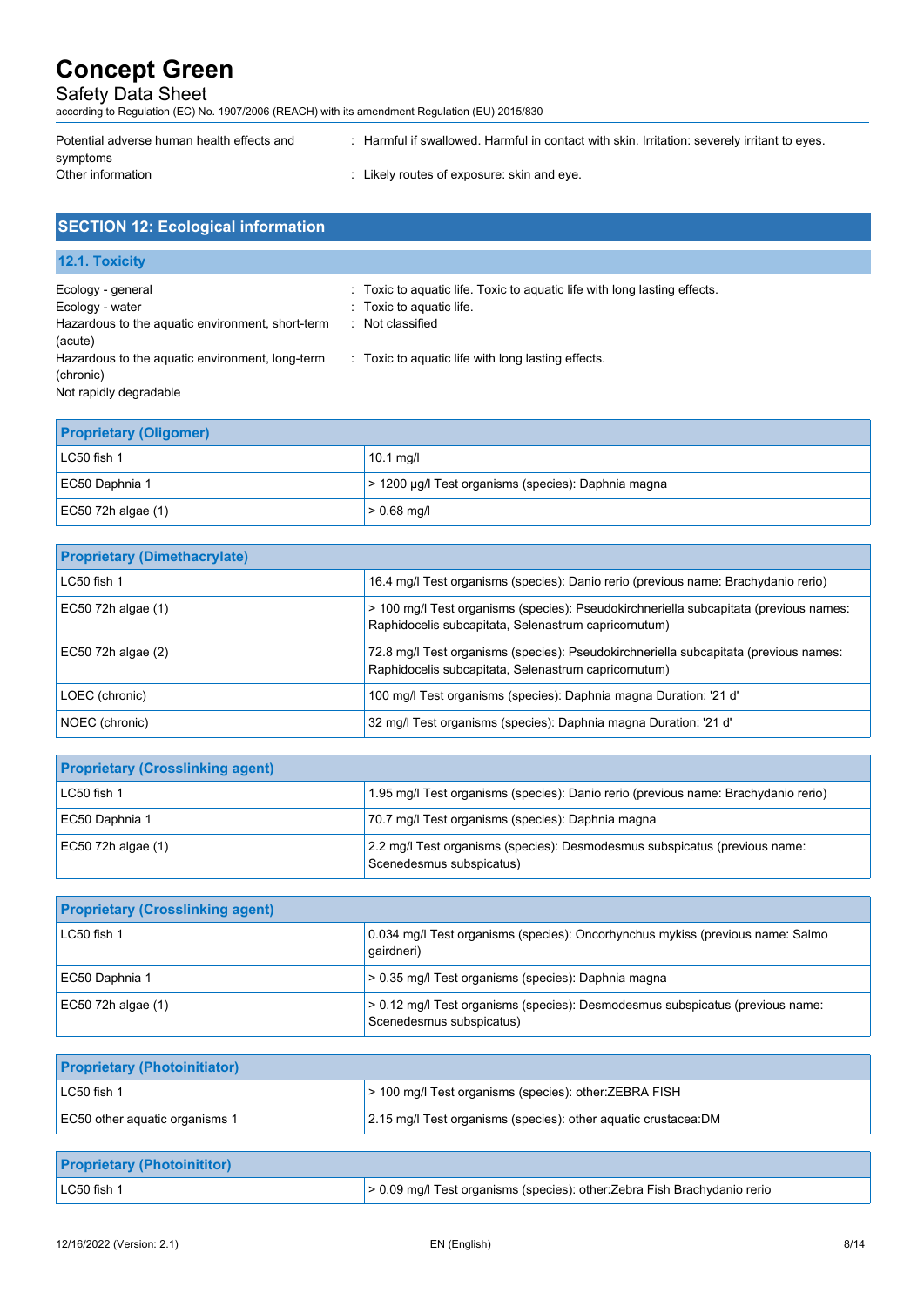| | |
|---|---|
| Potential adverse human health effects and symptoms | : Harmful if swallowed. Harmful in contact with skin. Irritation: severely irritant to eyes. |
| Other information | : Likely routes of exposure: skin and eye. |

## SECTION 12: Ecological information

### 12.1. Toxicity

| | |
|---|---|
| Ecology - general | : Toxic to aquatic life. Toxic to aquatic life with long lasting effects. |
| Ecology - water | : Toxic to aquatic life. |
| Hazardous to the aquatic environment, short-term (acute) | : Not classified |
| Hazardous to the aquatic environment, long-term (chronic) | : Toxic to aquatic life with long lasting effects. |
| Not rapidly degradable | |

| Proprietary (Oligomer) | |
|---|---|
| LC50 fish 1 | 10.1 mg/l |
| EC50 Daphnia 1 | > 1200 µg/l Test organisms (species): Daphnia magna |
| EC50 72h algae (1) | > 0.68 mg/l |

| Proprietary (Dimethacrylate) | |
|---|---|
| LC50 fish 1 | 16.4 mg/l Test organisms (species): Danio rerio (previous name: Brachydanio rerio) |
| EC50 72h algae (1) | > 100 mg/l Test organisms (species): Pseudokirchneriella subcapitata (previous names: Raphidocelis subcapitata, Selenastrum capricornutum) |
| EC50 72h algae (2) | 72.8 mg/l Test organisms (species): Pseudokirchneriella subcapitata (previous names: Raphidocelis subcapitata, Selenastrum capricornutum) |
| LOEC (chronic) | 100 mg/l Test organisms (species): Daphnia magna Duration: '21 d' |
| NOEC (chronic) | 32 mg/l Test organisms (species): Daphnia magna Duration: '21 d' |

| Proprietary (Crosslinking agent) | |
|---|---|
| LC50 fish 1 | 1.95 mg/l Test organisms (species): Danio rerio (previous name: Brachydanio rerio) |
| EC50 Daphnia 1 | 70.7 mg/l Test organisms (species): Daphnia magna |
| EC50 72h algae (1) | 2.2 mg/l Test organisms (species): Desmodesmus subspicatus (previous name: Scenedesmus subspicatus) |

| Proprietary (Crosslinking agent) | |
|---|---|
| LC50 fish 1 | 0.034 mg/l Test organisms (species): Oncorhynchus mykiss (previous name: Salmo gairdneri) |
| EC50 Daphnia 1 | > 0.35 mg/l Test organisms (species): Daphnia magna |
| EC50 72h algae (1) | > 0.12 mg/l Test organisms (species): Desmodesmus subspicatus (previous name: Scenedesmus subspicatus) |

| Proprietary (Photoinitiator) | |
|---|---|
| LC50 fish 1 | > 100 mg/l Test organisms (species): other:ZEBRA FISH |
| EC50 other aquatic organisms 1 | 2.15 mg/l Test organisms (species): other aquatic crustacea:DM |

| Proprietary (Photoinititor) | |
|---|---|
| LC50 fish 1 | > 0.09 mg/l Test organisms (species): other:Zebra Fish Brachydanio rerio |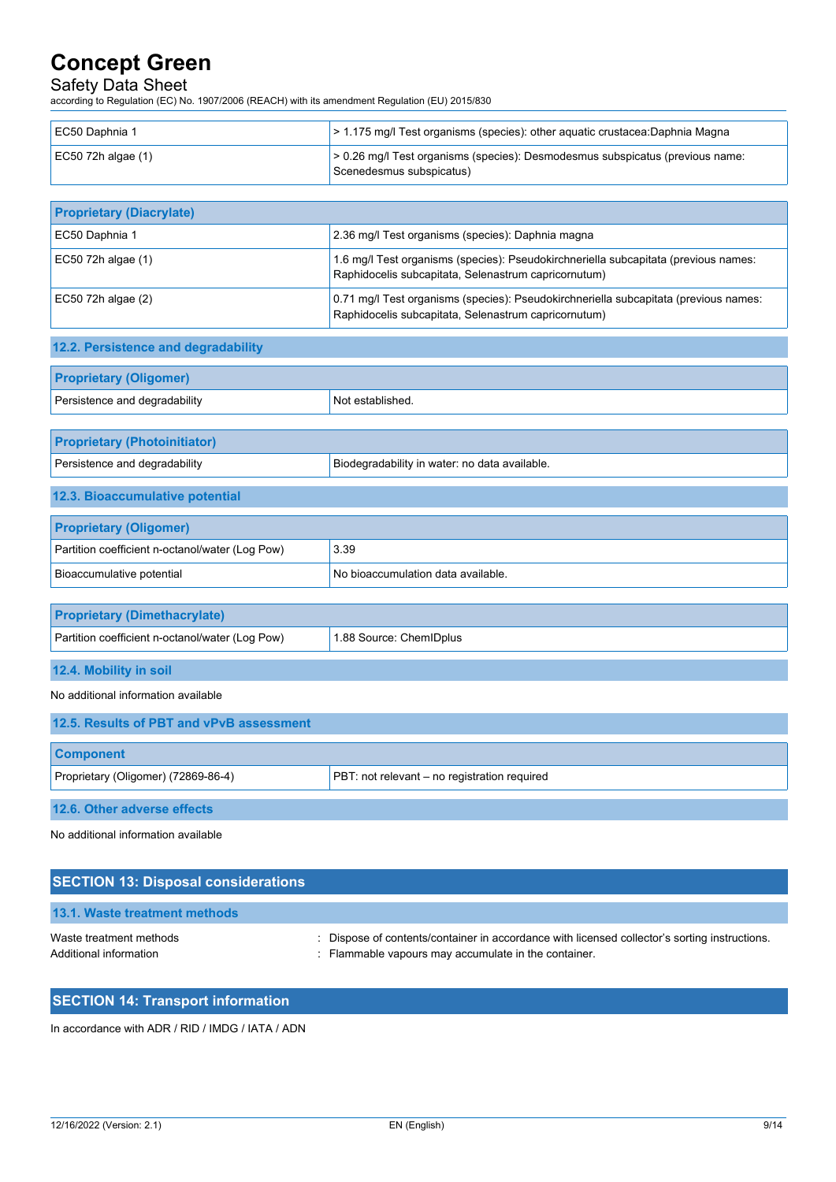| | |
|---|---|
| EC50 Daphnia 1 | > 1.175 mg/l Test organisms (species): other aquatic crustacea:Daphnia Magna |
| EC50 72h algae (1) | > 0.26 mg/l Test organisms (species): Desmodesmus subspicatus (previous name: Scenedesmus subspicatus) |

| Proprietary (Diacrylate) | |
|---|---|
| EC50 Daphnia 1 | 2.36 mg/l Test organisms (species): Daphnia magna |
| EC50 72h algae (1) | 1.6 mg/l Test organisms (species): Pseudokirchneriella subcapitata (previous names: Raphidocelis subcapitata, Selenastrum capricornutum) |
| EC50 72h algae (2) | 0.71 mg/l Test organisms (species): Pseudokirchneriella subcapitata (previous names: Raphidocelis subcapitata, Selenastrum capricornutum) |

### 12.2. Persistence and degradability

| Proprietary (Oligomer) | |
|---|---|
| Persistence and degradability | Not established. |

| Proprietary (Photoinitiator) | |
|---|---|
| Persistence and degradability | Biodegradability in water: no data available. |

### 12.3. Bioaccumulative potential

| Proprietary (Oligomer) | |
|---|---|
| Partition coefficient n-octanol/water (Log Pow) | 3.39 |
| Bioaccumulative potential | No bioaccumulation data available. |

| Proprietary (Dimethacrylate) | |
|---|---|
| Partition coefficient n-octanol/water (Log Pow) | 1.88 Source: ChemIDplus |

### 12.4. Mobility in soil

No additional information available

### 12.5. Results of PBT and vPvB assessment

| Component | |
|---|---|
| Proprietary (Oligomer) (72869-86-4) | PBT: not relevant – no registration required |

### 12.6. Other adverse effects

No additional information available

## SECTION 13: Disposal considerations

### 13.1. Waste treatment methods

Waste treatment methods : Dispose of contents/container in accordance with licensed collector's sorting instructions.
Additional information : Flammable vapours may accumulate in the container.

## SECTION 14: Transport information

In accordance with ADR / RID / IMDG / IATA / ADN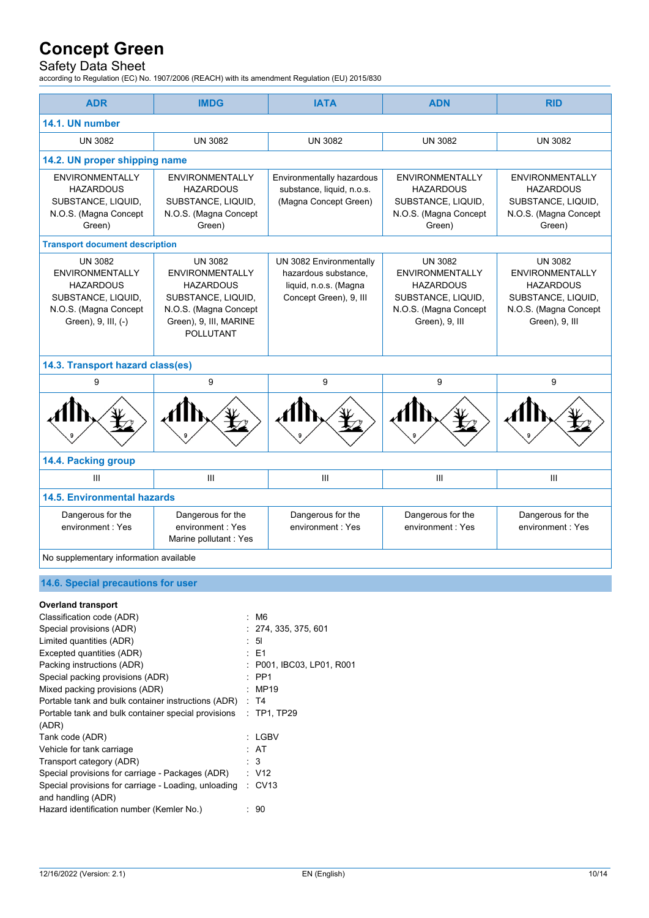| ADR | IMDG | IATA | ADN | RID |
|---|---|---|---|---|
| **14.1. UN number** | | | | |
| UN 3082 | UN 3082 | UN 3082 | UN 3082 | UN 3082 |
| **14.2. UN proper shipping name** | | | | |
| ENVIRONMENTALLY HAZARDOUS SUBSTANCE, LIQUID, N.O.S. (Magna Concept Green) | ENVIRONMENTALLY HAZARDOUS SUBSTANCE, LIQUID, N.O.S. (Magna Concept Green) | Environmentally hazardous substance, liquid, n.o.s. (Magna Concept Green) | ENVIRONMENTALLY HAZARDOUS SUBSTANCE, LIQUID, N.O.S. (Magna Concept Green) | ENVIRONMENTALLY HAZARDOUS SUBSTANCE, LIQUID, N.O.S. (Magna Concept Green) |
| **Transport document description** | | | | |
| UN 3082 ENVIRONMENTALLY HAZARDOUS SUBSTANCE, LIQUID, N.O.S. (Magna Concept Green), 9, III, (-) | UN 3082 ENVIRONMENTALLY HAZARDOUS SUBSTANCE, LIQUID, N.O.S. (Magna Concept Green), 9, III, MARINE POLLUTANT | UN 3082 Environmentally hazardous substance, liquid, n.o.s. (Magna Concept Green), 9, III | UN 3082 ENVIRONMENTALLY HAZARDOUS SUBSTANCE, LIQUID, N.O.S. (Magna Concept Green), 9, III | UN 3082 ENVIRONMENTALLY HAZARDOUS SUBSTANCE, LIQUID, N.O.S. (Magna Concept Green), 9, III |
| **14.3. Transport hazard class(es)** | | | | |
| 9 | 9 | 9 | 9 | 9 |
| **14.4. Packing group** | | | | |
| III | III | III | III | III |
| **14.5. Environmental hazards** | | | | |
| Dangerous for the environment : Yes | Dangerous for the environment : Yes<br>Marine pollutant : Yes | Dangerous for the environment : Yes | Dangerous for the environment : Yes | Dangerous for the environment : Yes |
| No supplementary information available | | | | |

## 14.6. Special precautions for user

**Overland transport**

Classification code (ADR) : M6
Special provisions (ADR) : 274, 335, 375, 601
Limited quantities (ADR) : 5l
Excepted quantities (ADR) : E1
Packing instructions (ADR) : P001, IBC03, LP01, R001
Special packing provisions (ADR) : PP1
Mixed packing provisions (ADR) : MP19
Portable tank and bulk container instructions (ADR) : T4
Portable tank and bulk container special provisions (ADR) : TP1, TP29
Tank code (ADR) : LGBV
Vehicle for tank carriage : AT
Transport category (ADR) : 3
Special provisions for carriage - Packages (ADR) : V12
Special provisions for carriage - Loading, unloading and handling (ADR) : CV13
Hazard identification number (Kemler No.) : 90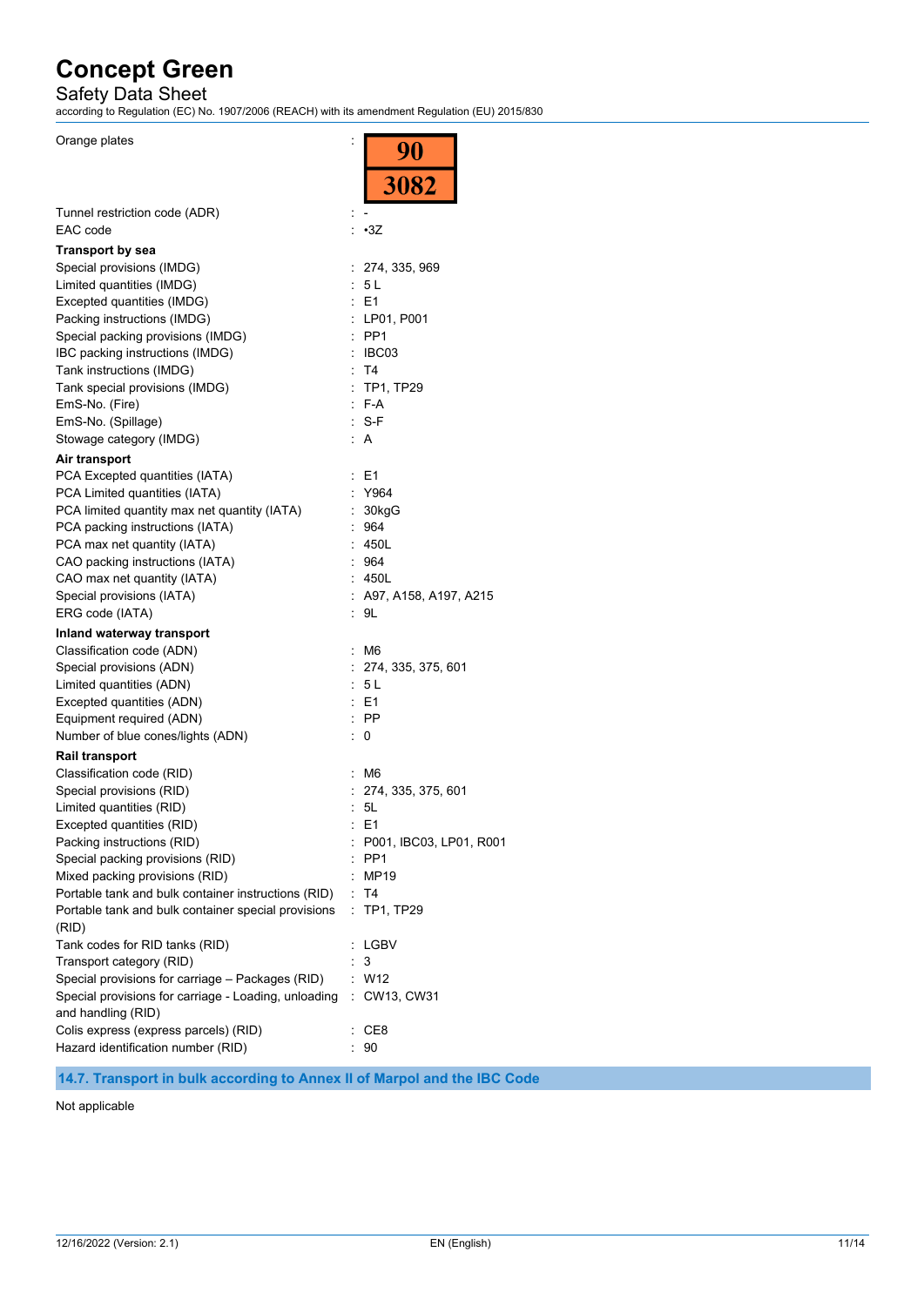| | | |
|---|---|---|
| Orange plates | : | 90 / 3082 |
| Tunnel restriction code (ADR) | : | - |
| EAC code | : | •3Z |

**Transport by sea**

| | | |
|---|---|---|
| Special provisions (IMDG) | : | 274, 335, 969 |
| Limited quantities (IMDG) | : | 5 L |
| Excepted quantities (IMDG) | : | E1 |
| Packing instructions (IMDG) | : | LP01, P001 |
| Special packing provisions (IMDG) | : | PP1 |
| IBC packing instructions (IMDG) | : | IBC03 |
| Tank instructions (IMDG) | : | T4 |
| Tank special provisions (IMDG) | : | TP1, TP29 |
| EmS-No. (Fire) | : | F-A |
| EmS-No. (Spillage) | : | S-F |
| Stowage category (IMDG) | : | A |

**Air transport**

| | | |
|---|---|---|
| PCA Excepted quantities (IATA) | : | E1 |
| PCA Limited quantities (IATA) | : | Y964 |
| PCA limited quantity max net quantity (IATA) | : | 30kgG |
| PCA packing instructions (IATA) | : | 964 |
| PCA max net quantity (IATA) | : | 450L |
| CAO packing instructions (IATA) | : | 964 |
| CAO max net quantity (IATA) | : | 450L |
| Special provisions (IATA) | : | A97, A158, A197, A215 |
| ERG code (IATA) | : | 9L |

**Inland waterway transport**

| | | |
|---|---|---|
| Classification code (ADN) | : | M6 |
| Special provisions (ADN) | : | 274, 335, 375, 601 |
| Limited quantities (ADN) | : | 5 L |
| Excepted quantities (ADN) | : | E1 |
| Equipment required (ADN) | : | PP |
| Number of blue cones/lights (ADN) | : | 0 |

**Rail transport**

| | | |
|---|---|---|
| Classification code (RID) | : | M6 |
| Special provisions (RID) | : | 274, 335, 375, 601 |
| Limited quantities (RID) | : | 5L |
| Excepted quantities (RID) | : | E1 |
| Packing instructions (RID) | : | P001, IBC03, LP01, R001 |
| Special packing provisions (RID) | : | PP1 |
| Mixed packing provisions (RID) | : | MP19 |
| Portable tank and bulk container instructions (RID) | : | T4 |
| Portable tank and bulk container special provisions (RID) | : | TP1, TP29 |
| Tank codes for RID tanks (RID) | : | LGBV |
| Transport category (RID) | : | 3 |
| Special provisions for carriage – Packages (RID) | : | W12 |
| Special provisions for carriage - Loading, unloading and handling (RID) | : | CW13, CW31 |
| Colis express (express parcels) (RID) | : | CE8 |
| Hazard identification number (RID) | : | 90 |

### 14.7. Transport in bulk according to Annex II of Marpol and the IBC Code

Not applicable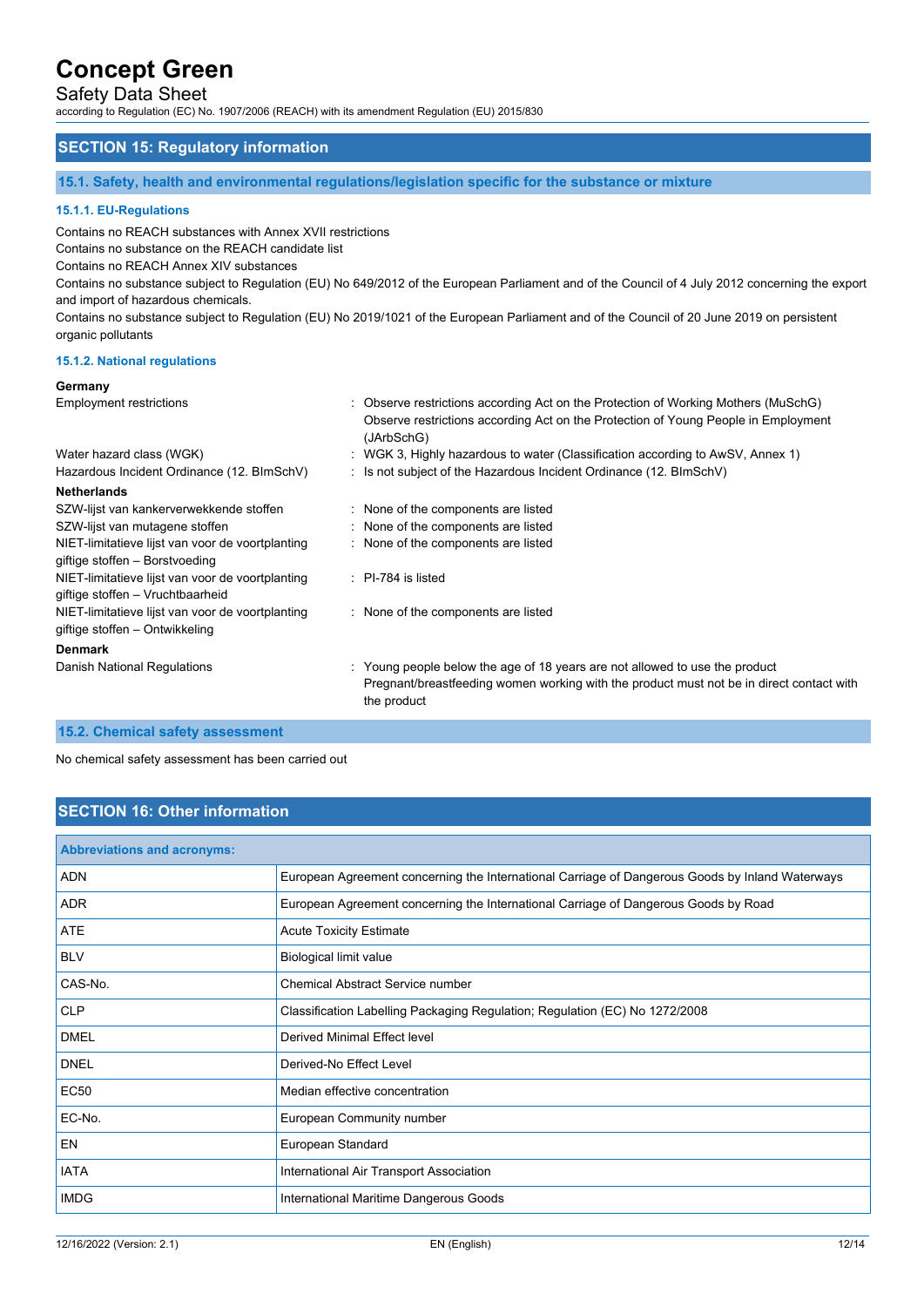## SECTION 15: Regulatory information

### 15.1. Safety, health and environmental regulations/legislation specific for the substance or mixture

#### 15.1.1. EU-Regulations

Contains no REACH substances with Annex XVII restrictions
Contains no substance on the REACH candidate list
Contains no REACH Annex XIV substances
Contains no substance subject to Regulation (EU) No 649/2012 of the European Parliament and of the Council of 4 July 2012 concerning the export and import of hazardous chemicals.
Contains no substance subject to Regulation (EU) No 2019/1021 of the European Parliament and of the Council of 20 June 2019 on persistent organic pollutants

#### 15.1.2. National regulations

**Germany**

Employment restrictions : Observe restrictions according Act on the Protection of Working Mothers (MuSchG)
Observe restrictions according Act on the Protection of Young People in Employment (JArbSchG)

Water hazard class (WGK) : WGK 3, Highly hazardous to water (Classification according to AwSV, Annex 1)

Hazardous Incident Ordinance (12. BImSchV) : Is not subject of the Hazardous Incident Ordinance (12. BImSchV)

**Netherlands**

SZW-lijst van kankerverwekkende stoffen : None of the components are listed

SZW-lijst van mutagene stoffen : None of the components are listed

NIET-limitatieve lijst van voor de voortplanting giftige stoffen – Borstvoeding : None of the components are listed

NIET-limitatieve lijst van voor de voortplanting giftige stoffen – Vruchtbaarheid : PI-784 is listed

NIET-limitatieve lijst van voor de voortplanting giftige stoffen – Ontwikkeling : None of the components are listed

**Denmark**

Danish National Regulations : Young people below the age of 18 years are not allowed to use the product
Pregnant/breastfeeding women working with the product must not be in direct contact with the product

### 15.2. Chemical safety assessment

No chemical safety assessment has been carried out

## SECTION 16: Other information

| Abbreviations and acronyms: | |
|---|---|
| ADN | European Agreement concerning the International Carriage of Dangerous Goods by Inland Waterways |
| ADR | European Agreement concerning the International Carriage of Dangerous Goods by Road |
| ATE | Acute Toxicity Estimate |
| BLV | Biological limit value |
| CAS-No. | Chemical Abstract Service number |
| CLP | Classification Labelling Packaging Regulation; Regulation (EC) No 1272/2008 |
| DMEL | Derived Minimal Effect level |
| DNEL | Derived-No Effect Level |
| EC50 | Median effective concentration |
| EC-No. | European Community number |
| EN | European Standard |
| IATA | International Air Transport Association |
| IMDG | International Maritime Dangerous Goods |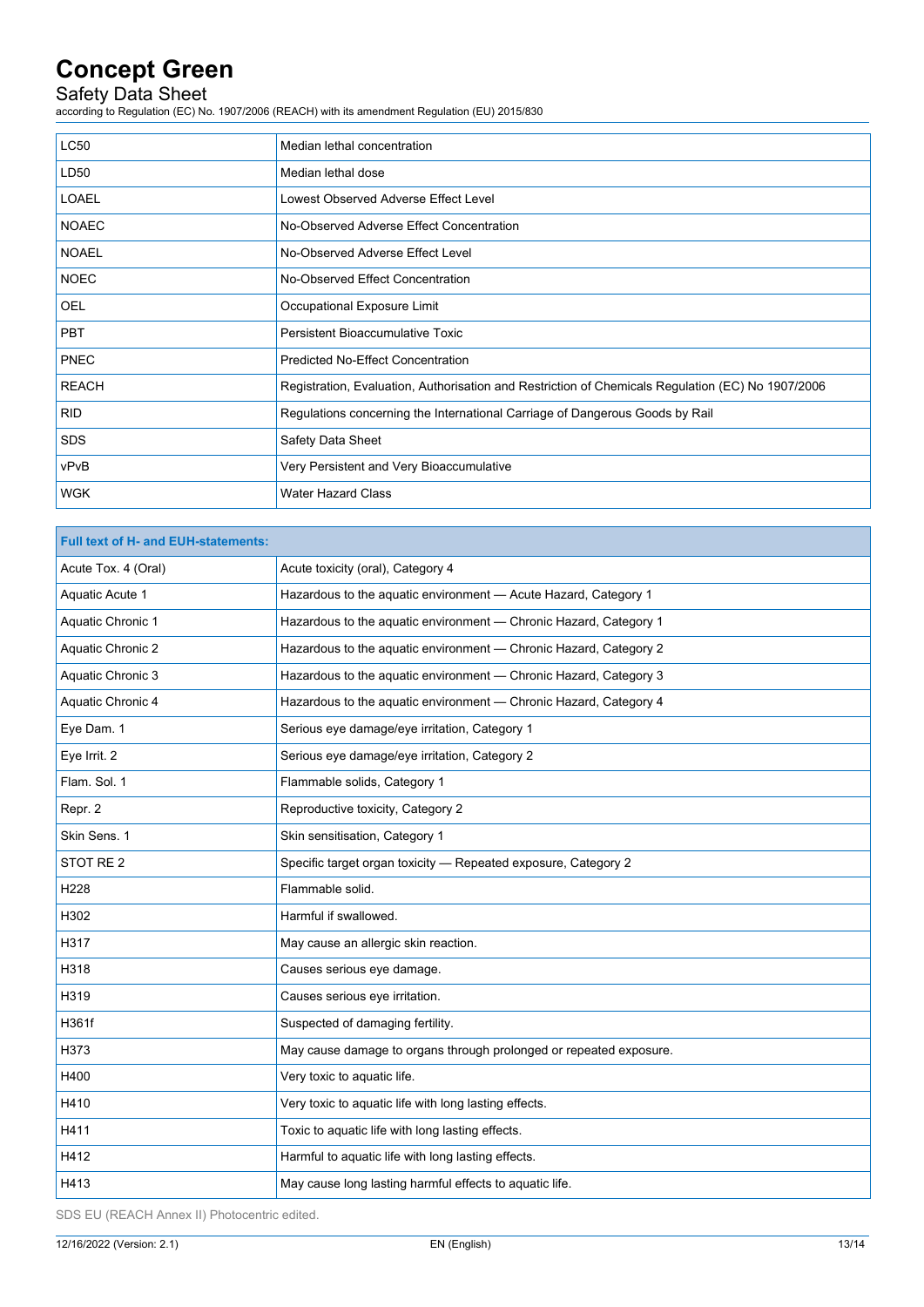| | |
|---|---|
| LC50 | Median lethal concentration |
| LD50 | Median lethal dose |
| LOAEL | Lowest Observed Adverse Effect Level |
| NOAEC | No-Observed Adverse Effect Concentration |
| NOAEL | No-Observed Adverse Effect Level |
| NOEC | No-Observed Effect Concentration |
| OEL | Occupational Exposure Limit |
| PBT | Persistent Bioaccumulative Toxic |
| PNEC | Predicted No-Effect Concentration |
| REACH | Registration, Evaluation, Authorisation and Restriction of Chemicals Regulation (EC) No 1907/2006 |
| RID | Regulations concerning the International Carriage of Dangerous Goods by Rail |
| SDS | Safety Data Sheet |
| vPvB | Very Persistent and Very Bioaccumulative |
| WGK | Water Hazard Class |

| **Full text of H- and EUH-statements:** | |
|---|---|
| Acute Tox. 4 (Oral) | Acute toxicity (oral), Category 4 |
| Aquatic Acute 1 | Hazardous to the aquatic environment — Acute Hazard, Category 1 |
| Aquatic Chronic 1 | Hazardous to the aquatic environment — Chronic Hazard, Category 1 |
| Aquatic Chronic 2 | Hazardous to the aquatic environment — Chronic Hazard, Category 2 |
| Aquatic Chronic 3 | Hazardous to the aquatic environment — Chronic Hazard, Category 3 |
| Aquatic Chronic 4 | Hazardous to the aquatic environment — Chronic Hazard, Category 4 |
| Eye Dam. 1 | Serious eye damage/eye irritation, Category 1 |
| Eye Irrit. 2 | Serious eye damage/eye irritation, Category 2 |
| Flam. Sol. 1 | Flammable solids, Category 1 |
| Repr. 2 | Reproductive toxicity, Category 2 |
| Skin Sens. 1 | Skin sensitisation, Category 1 |
| STOT RE 2 | Specific target organ toxicity — Repeated exposure, Category 2 |
| H228 | Flammable solid. |
| H302 | Harmful if swallowed. |
| H317 | May cause an allergic skin reaction. |
| H318 | Causes serious eye damage. |
| H319 | Causes serious eye irritation. |
| H361f | Suspected of damaging fertility. |
| H373 | May cause damage to organs through prolonged or repeated exposure. |
| H400 | Very toxic to aquatic life. |
| H410 | Very toxic to aquatic life with long lasting effects. |
| H411 | Toxic to aquatic life with long lasting effects. |
| H412 | Harmful to aquatic life with long lasting effects. |
| H413 | May cause long lasting harmful effects to aquatic life. |

SDS EU (REACH Annex II) Photocentric edited.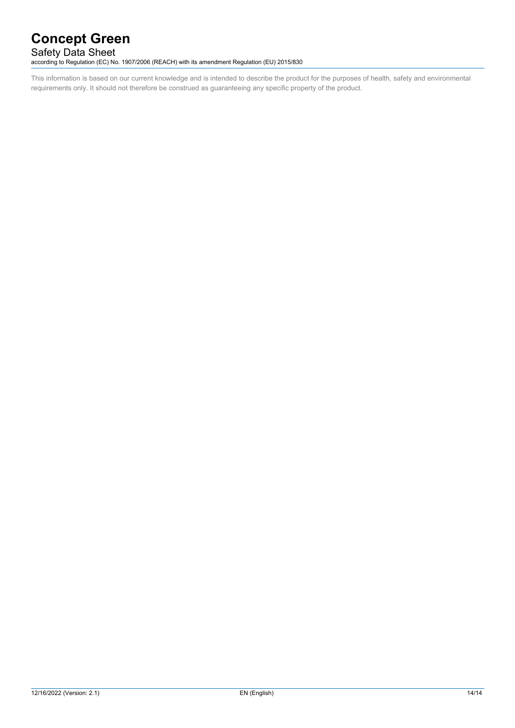This information is based on our current knowledge and is intended to describe the product for the purposes of health, safety and environmental requirements only. It should not therefore be construed as guaranteeing any specific property of the product.